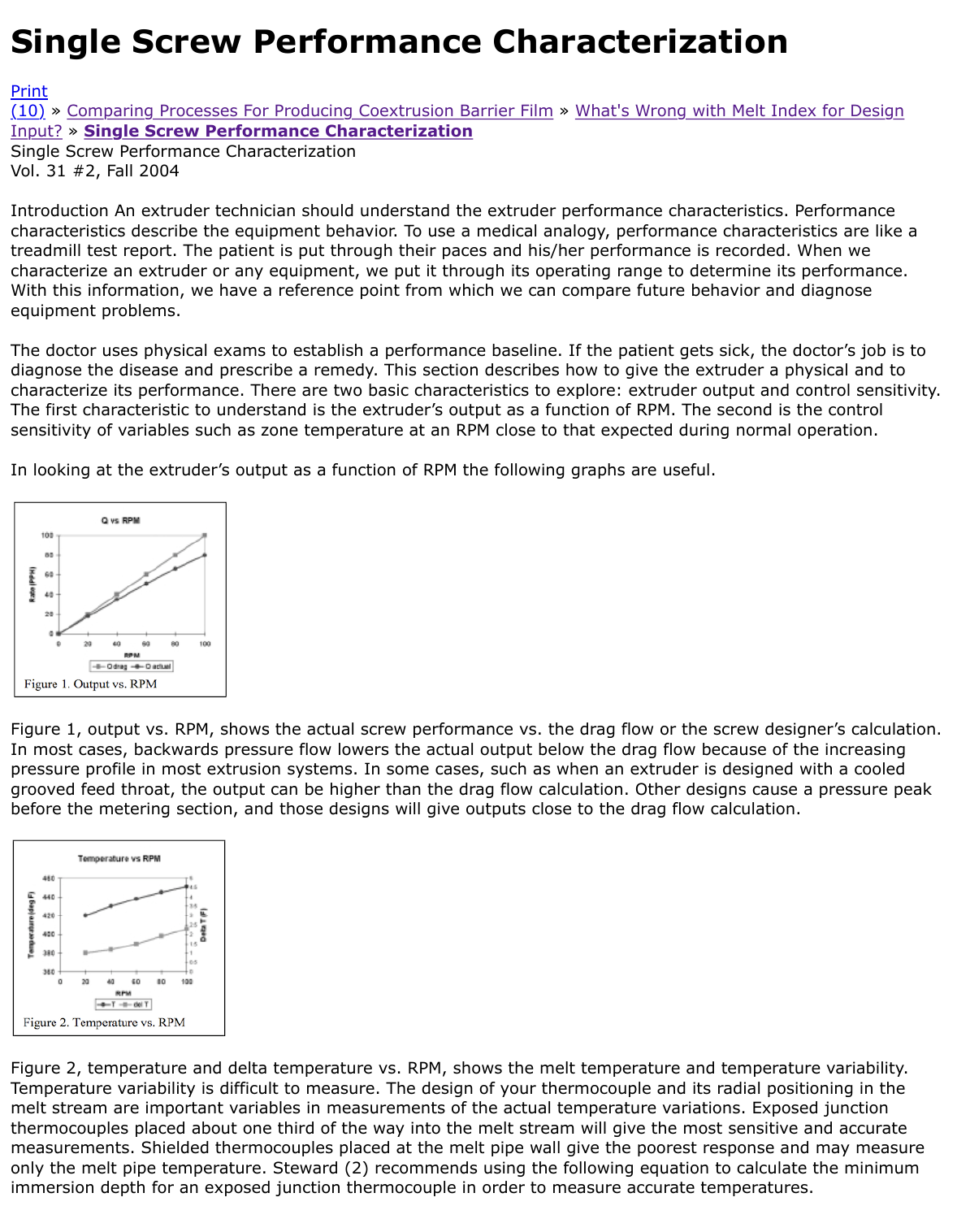# Single Screw Performance Characterization

Print
(10) » Comparing Processes For Producing Coextrusion Barrier Film » What's Wrong with Melt Index for Design Input? » **Single Screw Performance Characterization**
Single Screw Performance Characterization
Vol. 31 #2, Fall 2004

Introduction An extruder technician should understand the extruder performance characteristics. Performance characteristics describe the equipment behavior. To use a medical analogy, performance characteristics are like a treadmill test report. The patient is put through their paces and his/her performance is recorded. When we characterize an extruder or any equipment, we put it through its operating range to determine its performance. With this information, we have a reference point from which we can compare future behavior and diagnose equipment problems.

The doctor uses physical exams to establish a performance baseline. If the patient gets sick, the doctor's job is to diagnose the disease and prescribe a remedy. This section describes how to give the extruder a physical and to characterize its performance. There are two basic characteristics to explore: extruder output and control sensitivity. The first characteristic to understand is the extruder's output as a function of RPM. The second is the control sensitivity of variables such as zone temperature at an RPM close to that expected during normal operation.

In looking at the extruder's output as a function of RPM the following graphs are useful.

Figure 1. Output vs. RPM

Figure 1, output vs. RPM, shows the actual screw performance vs. the drag flow or the screw designer's calculation. In most cases, backwards pressure flow lowers the actual output below the drag flow because of the increasing pressure profile in most extrusion systems. In some cases, such as when an extruder is designed with a cooled grooved feed throat, the output can be higher than the drag flow calculation. Other designs cause a pressure peak before the metering section, and those designs will give outputs close to the drag flow calculation.

Figure 2. Temperature vs. RPM

Figure 2, temperature and delta temperature vs. RPM, shows the melt temperature and temperature variability. Temperature variability is difficult to measure. The design of your thermocouple and its radial positioning in the melt stream are important variables in measurements of the actual temperature variations. Exposed junction thermocouples placed about one third of the way into the melt stream will give the most sensitive and accurate measurements. Shielded thermocouples placed at the melt pipe wall give the poorest response and may measure only the melt pipe temperature. Steward (2) recommends using the following equation to calculate the minimum immersion depth for an exposed junction thermocouple in order to measure accurate temperatures.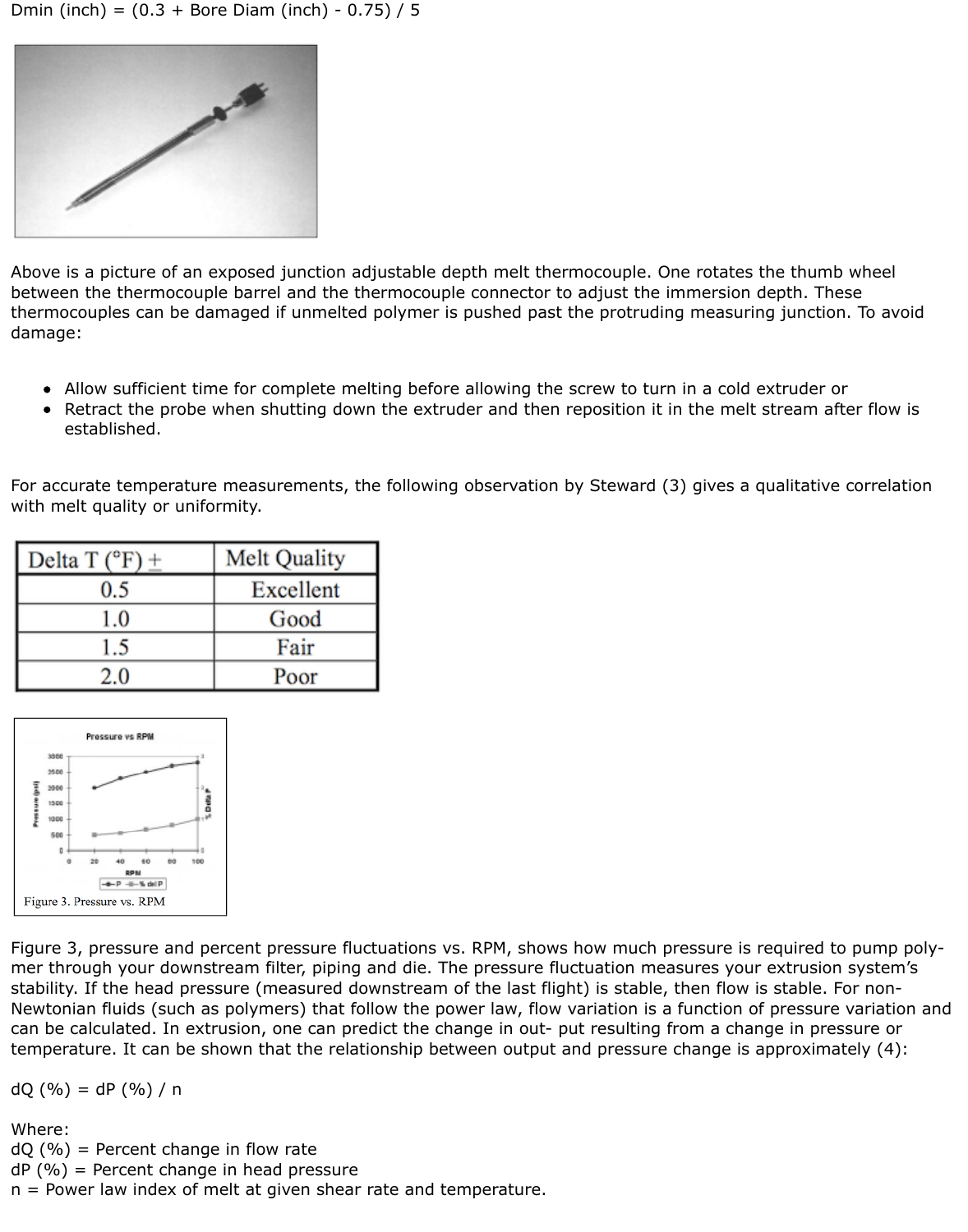Dmin (inch) = (0.3 + Bore Diam (inch) - 0.75) / 5

Above is a picture of an exposed junction adjustable depth melt thermocouple. One rotates the thumb wheel between the thermocouple barrel and the thermocouple connector to adjust the immersion depth. These thermocouples can be damaged if unmelted polymer is pushed past the protruding measuring junction. To avoid damage:

- Allow sufficient time for complete melting before allowing the screw to turn in a cold extruder or
- Retract the probe when shutting down the extruder and then reposition it in the melt stream after flow is established.

For accurate temperature measurements, the following observation by Steward (3) gives a qualitative correlation with melt quality or uniformity.

| Delta T (°F) ± | Melt Quality |
|---|---|
| 0.5 | Excellent |
| 1.0 | Good |
| 1.5 | Fair |
| 2.0 | Poor |

Pressure vs RPM

Pressure (psi)

3000
2500
2000
1500
1000
500
0

0 20 40 60 80 100

RPM

% Delta P

P  % del P

Figure 3. Pressure vs. RPM

Figure 3, pressure and percent pressure fluctuations vs. RPM, shows how much pressure is required to pump polymer through your downstream filter, piping and die. The pressure fluctuation measures your extrusion system's stability. If the head pressure (measured downstream of the last flight) is stable, then flow is stable. For non-Newtonian fluids (such as polymers) that follow the power law, flow variation is a function of pressure variation and can be calculated. In extrusion, one can predict the change in out- put resulting from a change in pressure or temperature. It can be shown that the relationship between output and pressure change is approximately (4):

dQ (%) = dP (%) / n

Where:
dQ (%) = Percent change in flow rate
dP (%) = Percent change in head pressure
n = Power law index of melt at given shear rate and temperature.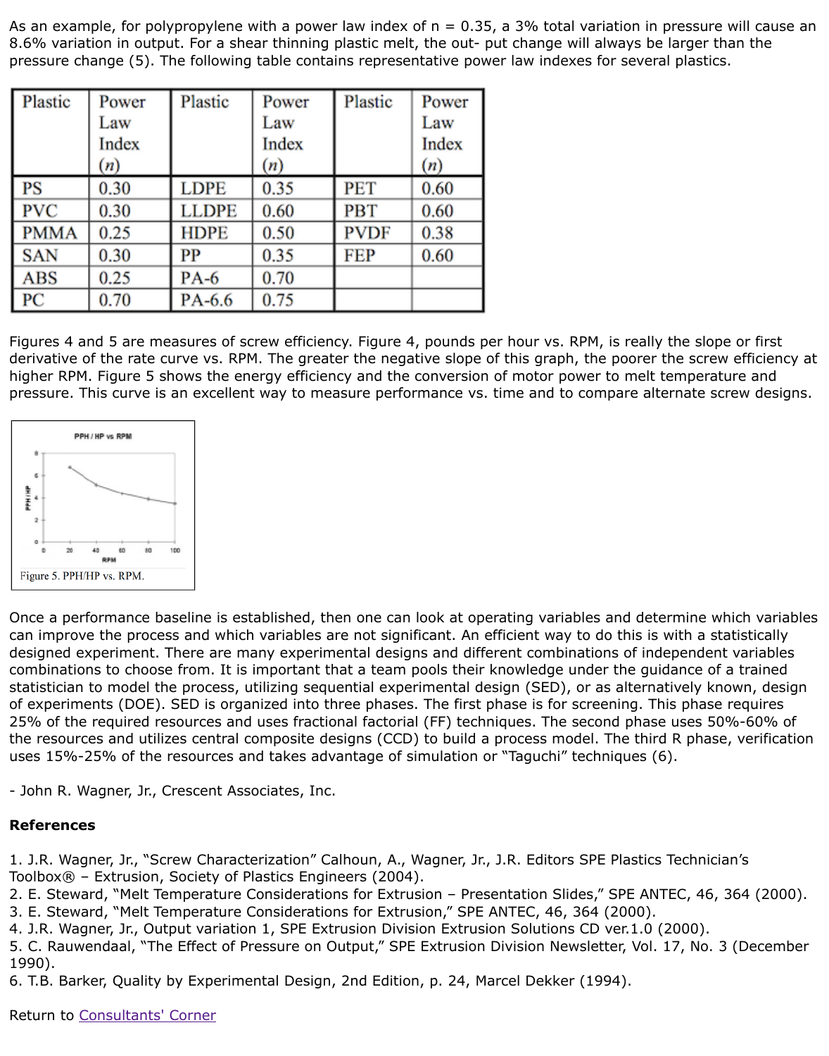As an example, for polypropylene with a power law index of n = 0.35, a 3% total variation in pressure will cause an 8.6% variation in output. For a shear thinning plastic melt, the out- put change will always be larger than the pressure change (5). The following table contains representative power law indexes for several plastics.

| Plastic | Power Law Index ($n$) | Plastic | Power Law Index ($n$) | Plastic | Power Law Index ($n$) |
|---|---|---|---|---|---|
| PS | 0.30 | LDPE | 0.35 | PET | 0.60 |
| PVC | 0.30 | LLDPE | 0.60 | PBT | 0.60 |
| PMMA | 0.25 | HDPE | 0.50 | PVDF | 0.38 |
| SAN | 0.30 | PP | 0.35 | FEP | 0.60 |
| ABS | 0.25 | PA-6 | 0.70 | | |
| PC | 0.70 | PA-6.6 | 0.75 | | |

Figures 4 and 5 are measures of screw efficiency. Figure 4, pounds per hour vs. RPM, is really the slope or first derivative of the rate curve vs. RPM. The greater the negative slope of this graph, the poorer the screw efficiency at higher RPM. Figure 5 shows the energy efficiency and the conversion of motor power to melt temperature and pressure. This curve is an excellent way to measure performance vs. time and to compare alternate screw designs.

PPH / HP vs RPM

PPH/HP

0
2
4
6
8

0
20
40
60
80
100

RPM

Figure 5. PPH/HP vs. RPM.

Once a performance baseline is established, then one can look at operating variables and determine which variables can improve the process and which variables are not significant. An efficient way to do this is with a statistically designed experiment. There are many experimental designs and different combinations of independent variables combinations to choose from. It is important that a team pools their knowledge under the guidance of a trained statistician to model the process, utilizing sequential experimental design (SED), or as alternatively known, design of experiments (DOE). SED is organized into three phases. The first phase is for screening. This phase requires 25% of the required resources and uses fractional factorial (FF) techniques. The second phase uses 50%-60% of the resources and utilizes central composite designs (CCD) to build a process model. The third R phase, verification uses 15%-25% of the resources and takes advantage of simulation or "Taguchi" techniques (6).

\- John R. Wagner, Jr., Crescent Associates, Inc.

**References**

1. J.R. Wagner, Jr., "Screw Characterization" Calhoun, A., Wagner, Jr., J.R. Editors SPE Plastics Technician's Toolbox® – Extrusion, Society of Plastics Engineers (2004).
2. E. Steward, "Melt Temperature Considerations for Extrusion – Presentation Slides," SPE ANTEC, 46, 364 (2000).
3. E. Steward, "Melt Temperature Considerations for Extrusion," SPE ANTEC, 46, 364 (2000).
4. J.R. Wagner, Jr., Output variation 1, SPE Extrusion Division Extrusion Solutions CD ver.1.0 (2000).
5. C. Rauwendaal, "The Effect of Pressure on Output," SPE Extrusion Division Newsletter, Vol. 17, No. 3 (December 1990).
6. T.B. Barker, Quality by Experimental Design, 2nd Edition, p. 24, Marcel Dekker (1994).

Return to Consultants' Corner